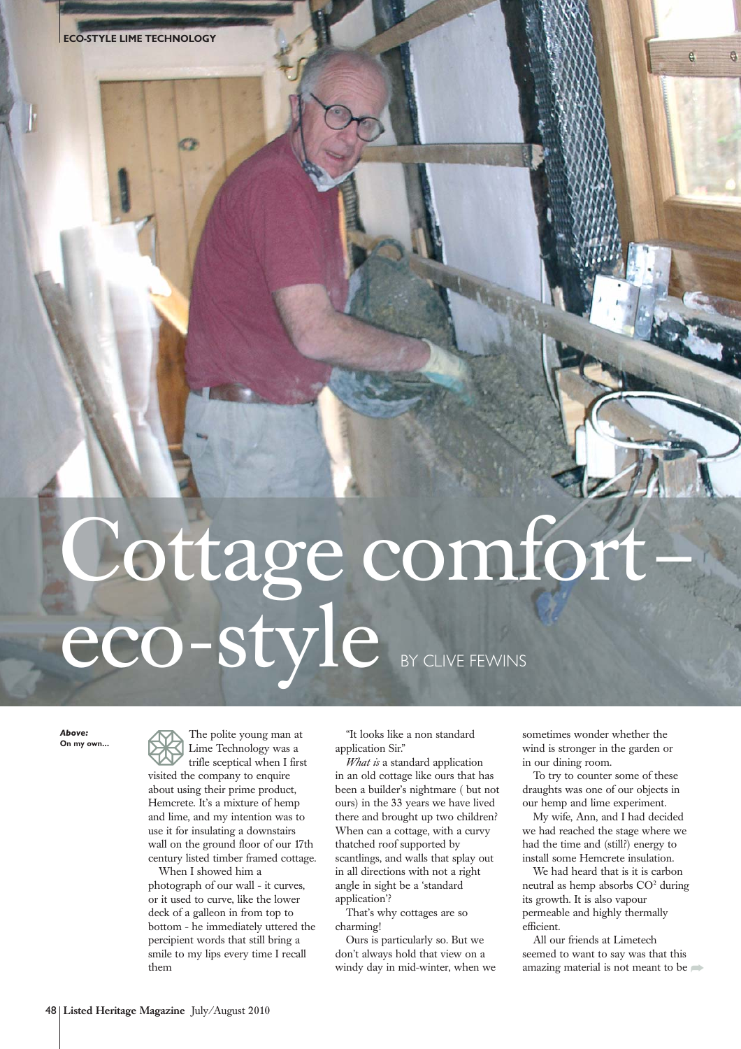# Cottage comfort – eco-style

BY CLIVE FEWINS

***Above:***
**On my own...**

The polite young man at Lime Technology was a trifle sceptical when I first visited the company to enquire about using their prime product, Hemcrete. It's a mixture of hemp and lime, and my intention was to use it for insulating a downstairs wall on the ground floor of our 17th century listed timber framed cottage.

When I showed him a photograph of our wall - it curves, or it used to curve, like the lower deck of a galleon in from top to bottom - he immediately uttered the percipient words that still bring a smile to my lips every time I recall them

"It looks like a non standard application Sir."

*What is* a standard application in an old cottage like ours that has been a builder's nightmare ( but not ours) in the 33 years we have lived there and brought up two children? When can a cottage, with a curvy thatched roof supported by scantlings, and walls that splay out in all directions with not a right angle in sight be a 'standard application'?

That's why cottages are so charming!

Ours is particularly so. But we don't always hold that view on a windy day in mid-winter, when we sometimes wonder whether the wind is stronger in the garden or in our dining room.

To try to counter some of these draughts was one of our objects in our hemp and lime experiment.

My wife, Ann, and I had decided we had reached the stage where we had the time and (still?) energy to install some Hemcrete insulation.

We had heard that is it is carbon neutral as hemp absorbs $CO^2$ during its growth. It is also vapour permeable and highly thermally efficient.

All our friends at Limetech seemed to want to say was that this amazing material is not meant to be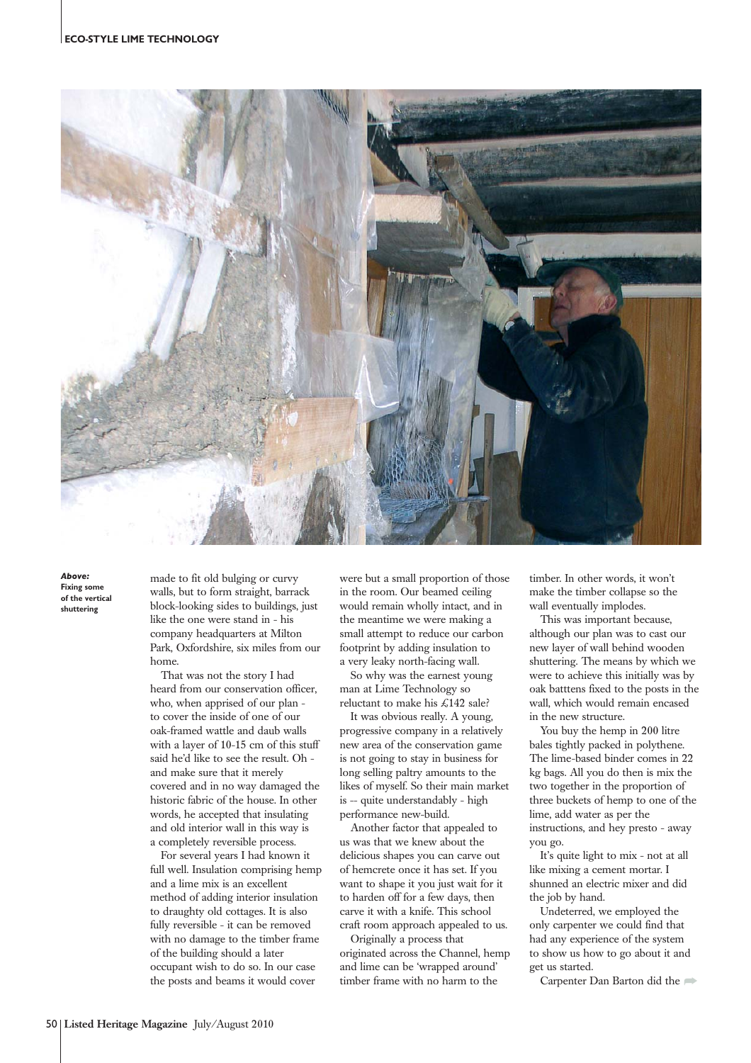**Above:** **Fixing some of the vertical shuttering**

made to fit old bulging or curvy walls, but to form straight, barrack block-looking sides to buildings, just like the one were stand in - his company headquarters at Milton Park, Oxfordshire, six miles from our home.

That was not the story I had heard from our conservation officer, who, when apprised of our plan - to cover the inside of one of our oak-framed wattle and daub walls with a layer of 10-15 cm of this stuff said he'd like to see the result. Oh - and make sure that it merely covered and in no way damaged the historic fabric of the house. In other words, he accepted that insulating and old interior wall in this way is a completely reversible process.

For several years I had known it full well. Insulation comprising hemp and a lime mix is an excellent method of adding interior insulation to draughty old cottages. It is also fully reversible - it can be removed with no damage to the timber frame of the building should a later occupant wish to do so. In our case the posts and beams it would cover were but a small proportion of those in the room. Our beamed ceiling would remain wholly intact, and in the meantime we were making a small attempt to reduce our carbon footprint by adding insulation to a very leaky north-facing wall.

So why was the earnest young man at Lime Technology so reluctant to make his £142 sale?

It was obvious really. A young, progressive company in a relatively new area of the conservation game is not going to stay in business for long selling paltry amounts to the likes of myself. So their main market is -- quite understandably - high performance new-build.

Another factor that appealed to us was that we knew about the delicious shapes you can carve out of hemcrete once it has set. If you want to shape it you just wait for it to harden off for a few days, then carve it with a knife. This school craft room approach appealed to us.

Originally a process that originated across the Channel, hemp and lime can be 'wrapped around' timber frame with no harm to the timber. In other words, it won't make the timber collapse so the wall eventually implodes.

This was important because, although our plan was to cast our new layer of wall behind wooden shuttering. The means by which we were to achieve this initially was by oak batttens fixed to the posts in the wall, which would remain encased in the new structure.

You buy the hemp in 200 litre bales tightly packed in polythene. The lime-based binder comes in 22 kg bags. All you do then is mix the two together in the proportion of three buckets of hemp to one of the lime, add water as per the instructions, and hey presto - away you go.

It's quite light to mix - not at all like mixing a cement mortar. I shunned an electric mixer and did the job by hand.

Undeterred, we employed the only carpenter we could find that had any experience of the system to show us how to go about it and get us started.

Carpenter Dan Barton did the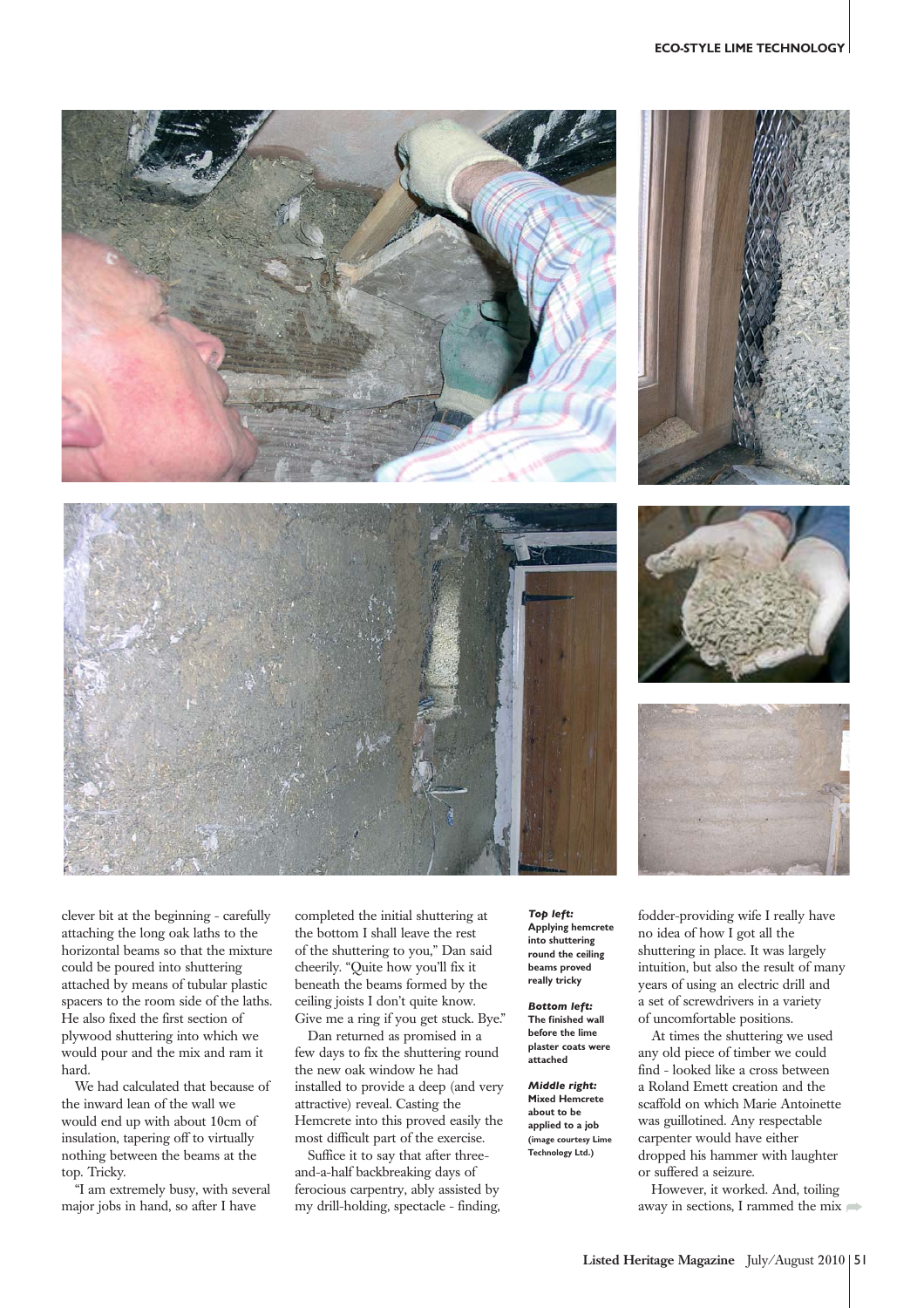clever bit at the beginning - carefully attaching the long oak laths to the horizontal beams so that the mixture could be poured into shuttering attached by means of tubular plastic spacers to the room side of the laths. He also fixed the first section of plywood shuttering into which we would pour and the mix and ram it hard.

We had calculated that because of the inward lean of the wall we would end up with about 10cm of insulation, tapering off to virtually nothing between the beams at the top. Tricky.

"I am extremely busy, with several major jobs in hand, so after I have completed the initial shuttering at the bottom I shall leave the rest of the shuttering to you," Dan said cheerily. "Quite how you'll fix it beneath the beams formed by the ceiling joists I don't quite know. Give me a ring if you get stuck. Bye."

Dan returned as promised in a few days to fix the shuttering round the new oak window he had installed to provide a deep (and very attractive) reveal. Casting the Hemcrete into this proved easily the most difficult part of the exercise.

Suffice it to say that after three-and-a-half backbreaking days of ferocious carpentry, ably assisted by my drill-holding, spectacle - finding, fodder-providing wife I really have no idea of how I got all the shuttering in place. It was largely intuition, but also the result of many years of using an electric drill and a set of screwdrivers in a variety of uncomfortable positions.

At times the shuttering we used any old piece of timber we could find - looked like a cross between a Roland Emett creation and the scaffold on which Marie Antoinette was guillotined. Any respectable carpenter would have either dropped his hammer with laughter or suffered a seizure.

However, it worked. And, toiling away in sections, I rammed the mix

***Top left:*** **Applying hemcrete into shuttering round the ceiling beams proved really tricky**

***Bottom left:*** **The finished wall before the lime plaster coats were attached**

***Middle right:*** **Mixed Hemcrete about to be applied to a job (image courtesy Lime Technology Ltd.)**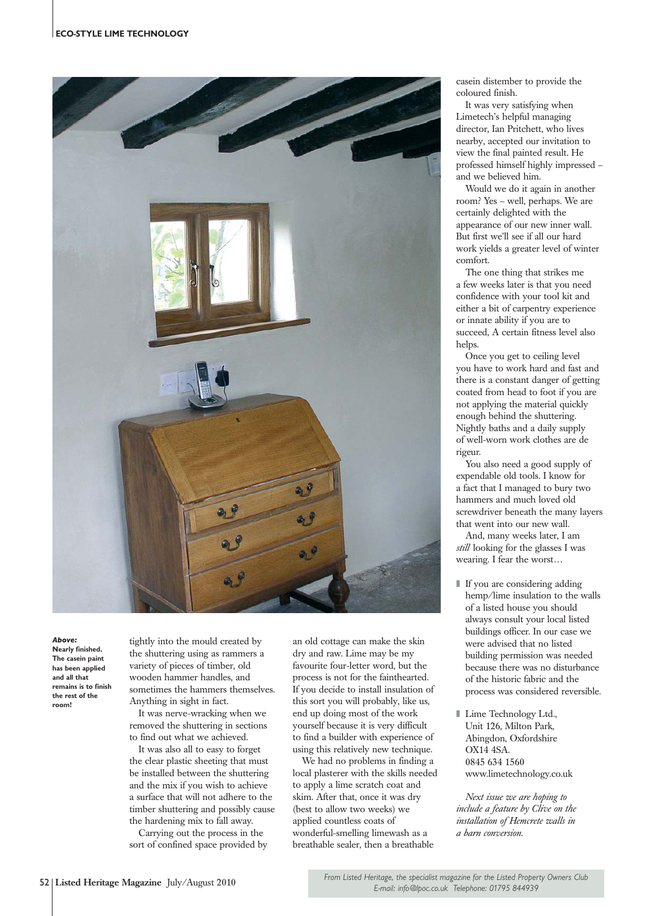**Above:**
**Nearly finished. The casein paint has been applied and all that remains is to finish the rest of the room!**

tightly into the mould created by the shuttering using as rammers a variety of pieces of timber, old wooden hammer handles, and sometimes the hammers themselves. Anything in sight in fact.

It was nerve-wracking when we removed the shuttering in sections to find out what we achieved.

It was also all to easy to forget the clear plastic sheeting that must be installed between the shuttering and the mix if you wish to achieve a surface that will not adhere to the timber shuttering and possibly cause the hardening mix to fall away.

Carrying out the process in the sort of confined space provided by an old cottage can make the skin dry and raw. Lime may be my favourite four-letter word, but the process is not for the fainthearted. If you decide to install insulation of this sort you will probably, like us, end up doing most of the work yourself because it is very difficult to find a builder with experience of using this relatively new technique.

We had no problems in finding a local plasterer with the skills needed to apply a lime scratch coat and skim. After that, once it was dry (best to allow two weeks) we applied countless coats of wonderful-smelling limewash as a breathable sealer, then a breathable casein distember to provide the coloured finish.

It was very satisfying when Limetech's helpful managing director, Ian Pritchett, who lives nearby, accepted our invitation to view the final painted result. He professed himself highly impressed – and we believed him.

Would we do it again in another room? Yes – well, perhaps. We are certainly delighted with the appearance of our new inner wall. But first we'll see if all our hard work yields a greater level of winter comfort.

The one thing that strikes me a few weeks later is that you need confidence with your tool kit and either a bit of carpentry experience or innate ability if you are to succeed, A certain fitness level also helps.

Once you get to ceiling level you have to work hard and fast and there is a constant danger of getting coated from head to foot if you are not applying the material quickly enough behind the shuttering. Nightly baths and a daily supply of well-worn work clothes are de rigeur.

You also need a good supply of expendable old tools. I know for a fact that I managed to bury two hammers and much loved old screwdriver beneath the many layers that went into our new wall.

And, many weeks later, I am *still* looking for the glasses I was wearing. I fear the worst…

- If you are considering adding hemp/lime insulation to the walls of a listed house you should always consult your local listed buildings officer. In our case we were advised that no listed building permission was needed because there was no disturbance of the historic fabric and the process was considered reversible.

- Lime Technology Ltd., Unit 126, Milton Park, Abingdon, Oxfordshire OX14 4SA. 0845 634 1560 www.limetechnology.co.uk

*Next issue we are hoping to include a feature by Clive on the installation of Hemcrete walls in a barn conversion.*

From Listed Heritage, the specialist magazine for the Listed Property Owners Club E-mail: info@lpoc.co.uk Telephone: 01795 844939